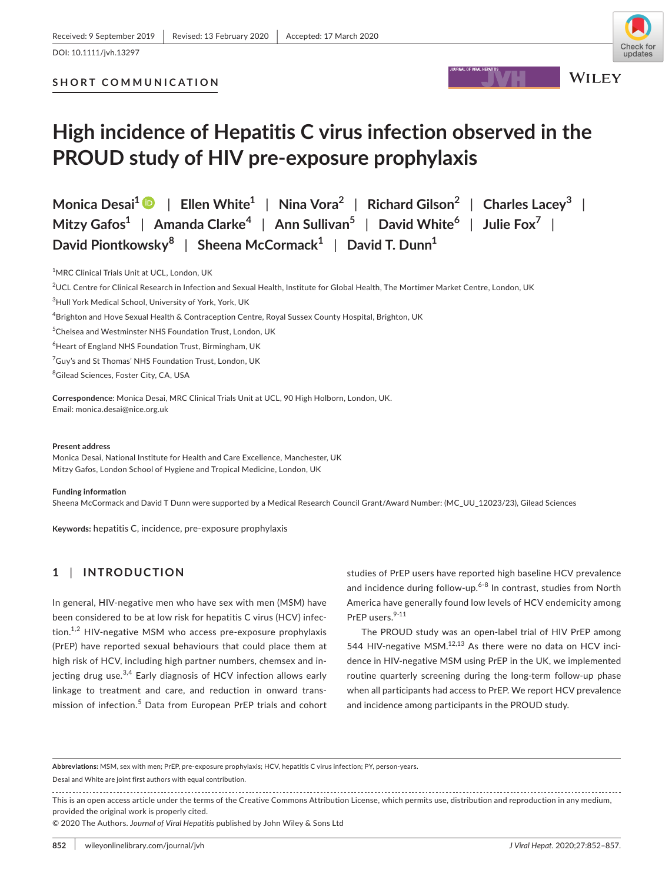Received: 9 September 2019 | Revised: 13 February 2020 | Accepted: 17 March 2020

DOI: 10.1111/jvh.13297

**SHORT COMMUNICATION**

# High incidence of Hepatitis C virus infection observed in the PROUD study of HIV pre-exposure prophylaxis

**Monica Desai[1]** | **Ellen White[1]** | **Nina Vora[2]** | **Richard Gilson[2]** | **Charles Lacey[3]** | **Mitzy Gafos[1]** | **Amanda Clarke[4]** | **Ann Sullivan[5]** | **David White[6]** | **Julie Fox[7]** | **David Piontkowsky[8]** | **Sheena McCormack[1]** | **David T. Dunn[1]**

[1]MRC Clinical Trials Unit at UCL, London, UK

[2]UCL Centre for Clinical Research in Infection and Sexual Health, Institute for Global Health, The Mortimer Market Centre, London, UK

[3]Hull York Medical School, University of York, York, UK

[4]Brighton and Hove Sexual Health & Contraception Centre, Royal Sussex County Hospital, Brighton, UK

[5]Chelsea and Westminster NHS Foundation Trust, London, UK

[6]Heart of England NHS Foundation Trust, Birmingham, UK

[7]Guy's and St Thomas' NHS Foundation Trust, London, UK

[8]Gilead Sciences, Foster City, CA, USA

**Correspondence**: Monica Desai, MRC Clinical Trials Unit at UCL, 90 High Holborn, London, UK.
Email: monica.desai@nice.org.uk

**Present address**
Monica Desai, National Institute for Health and Care Excellence, Manchester, UK
Mitzy Gafos, London School of Hygiene and Tropical Medicine, London, UK

**Funding information**
Sheena McCormack and David T Dunn were supported by a Medical Research Council Grant/Award Number: (MC_UU_12023/23), Gilead Sciences

**Keywords:** hepatitis C, incidence, pre-exposure prophylaxis

## 1 | INTRODUCTION

In general, HIV-negative men who have sex with men (MSM) have been considered to be at low risk for hepatitis C virus (HCV) infection.[1,2] HIV-negative MSM who access pre-exposure prophylaxis (PrEP) have reported sexual behaviours that could place them at high risk of HCV, including high partner numbers, chemsex and injecting drug use.[3,4] Early diagnosis of HCV infection allows early linkage to treatment and care, and reduction in onward transmission of infection.[5] Data from European PrEP trials and cohort studies of PrEP users have reported high baseline HCV prevalence and incidence during follow-up.[6-8] In contrast, studies from North America have generally found low levels of HCV endemicity among PrEP users.[9-11]

The PROUD study was an open-label trial of HIV PrEP among 544 HIV-negative MSM.[12,13] As there were no data on HCV incidence in HIV-negative MSM using PrEP in the UK, we implemented routine quarterly screening during the long-term follow-up phase when all participants had access to PrEP. We report HCV prevalence and incidence among participants in the PROUD study.

**Abbreviations:** MSM, sex with men; PrEP, pre-exposure prophylaxis; HCV, hepatitis C virus infection; PY, person-years.

Desai and White are joint first authors with equal contribution.

This is an open access article under the terms of the Creative Commons Attribution License, which permits use, distribution and reproduction in any medium, provided the original work is properly cited.

© 2020 The Authors. *Journal of Viral Hepatitis* published by John Wiley & Sons Ltd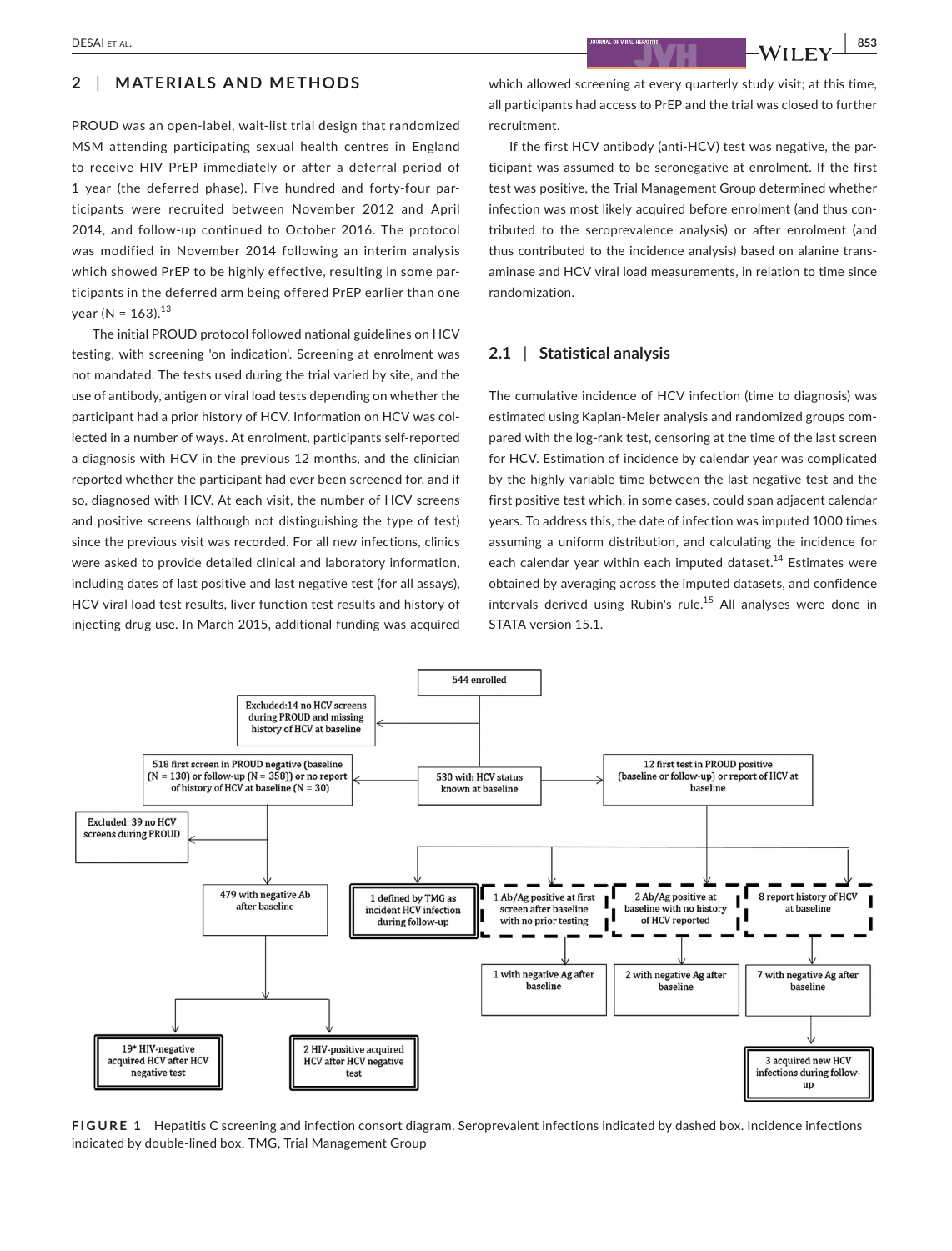## 2 | MATERIALS AND METHODS

PROUD was an open-label, wait-list trial design that randomized MSM attending participating sexual health centres in England to receive HIV PrEP immediately or after a deferral period of 1 year (the deferred phase). Five hundred and forty-four participants were recruited between November 2012 and April 2014, and follow-up continued to October 2016. The protocol was modified in November 2014 following an interim analysis which showed PrEP to be highly effective, resulting in some participants in the deferred arm being offered PrEP earlier than one year (N = 163).[13]

The initial PROUD protocol followed national guidelines on HCV testing, with screening 'on indication'. Screening at enrolment was not mandated. The tests used during the trial varied by site, and the use of antibody, antigen or viral load tests depending on whether the participant had a prior history of HCV. Information on HCV was collected in a number of ways. At enrolment, participants self-reported a diagnosis with HCV in the previous 12 months, and the clinician reported whether the participant had ever been screened for, and if so, diagnosed with HCV. At each visit, the number of HCV screens and positive screens (although not distinguishing the type of test) since the previous visit was recorded. For all new infections, clinics were asked to provide detailed clinical and laboratory information, including dates of last positive and last negative test (for all assays), HCV viral load test results, liver function test results and history of injecting drug use. In March 2015, additional funding was acquired which allowed screening at every quarterly study visit; at this time, all participants had access to PrEP and the trial was closed to further recruitment.

If the first HCV antibody (anti-HCV) test was negative, the participant was assumed to be seronegative at enrolment. If the first test was positive, the Trial Management Group determined whether infection was most likely acquired before enrolment (and thus contributed to the seroprevalence analysis) or after enrolment (and thus contributed to the incidence analysis) based on alanine transaminase and HCV viral load measurements, in relation to time since randomization.

### 2.1 | Statistical analysis

The cumulative incidence of HCV infection (time to diagnosis) was estimated using Kaplan-Meier analysis and randomized groups compared with the log-rank test, censoring at the time of the last screen for HCV. Estimation of incidence by calendar year was complicated by the highly variable time between the last negative test and the first positive test which, in some cases, could span adjacent calendar years. To address this, the date of infection was imputed 1000 times assuming a uniform distribution, and calculating the incidence for each calendar year within each imputed dataset.[14] Estimates were obtained by averaging across the imputed datasets, and confidence intervals derived using Rubin's rule.[15] All analyses were done in STATA version 15.1.

544 enrolled
- Excluded: 14 no HCV screens during PROUD and missing history of HCV at baseline
- 530 with HCV status known at baseline
  - 518 first screen in PROUD negative (baseline (N = 130) or follow-up (N = 358)) or no report of history of HCV at baseline (N = 30)
    - Excluded: 39 no HCV screens during PROUD
    - 479 with negative Ab after baseline
      - 19* HIV-negative acquired HCV after HCV negative test
      - 2 HIV-positive acquired HCV after HCV negative test
  - 12 first test in PROUD positive (baseline or follow-up) or report of HCV at baseline
    - 1 defined by TMG as incident HCV infection during follow-up
    - 1 Ab/Ag positive at first screen after baseline with no prior testing → 1 with negative Ag after baseline
    - 2 Ab/Ag positive at baseline with no history of HCV reported → 2 with negative Ag after baseline
    - 8 report history of HCV at baseline → 7 with negative Ag after baseline → 3 acquired new HCV infections during follow-up

**FIGURE 1** Hepatitis C screening and infection consort diagram. Seroprevalent infections indicated by dashed box. Incidence infections indicated by double-lined box. TMG, Trial Management Group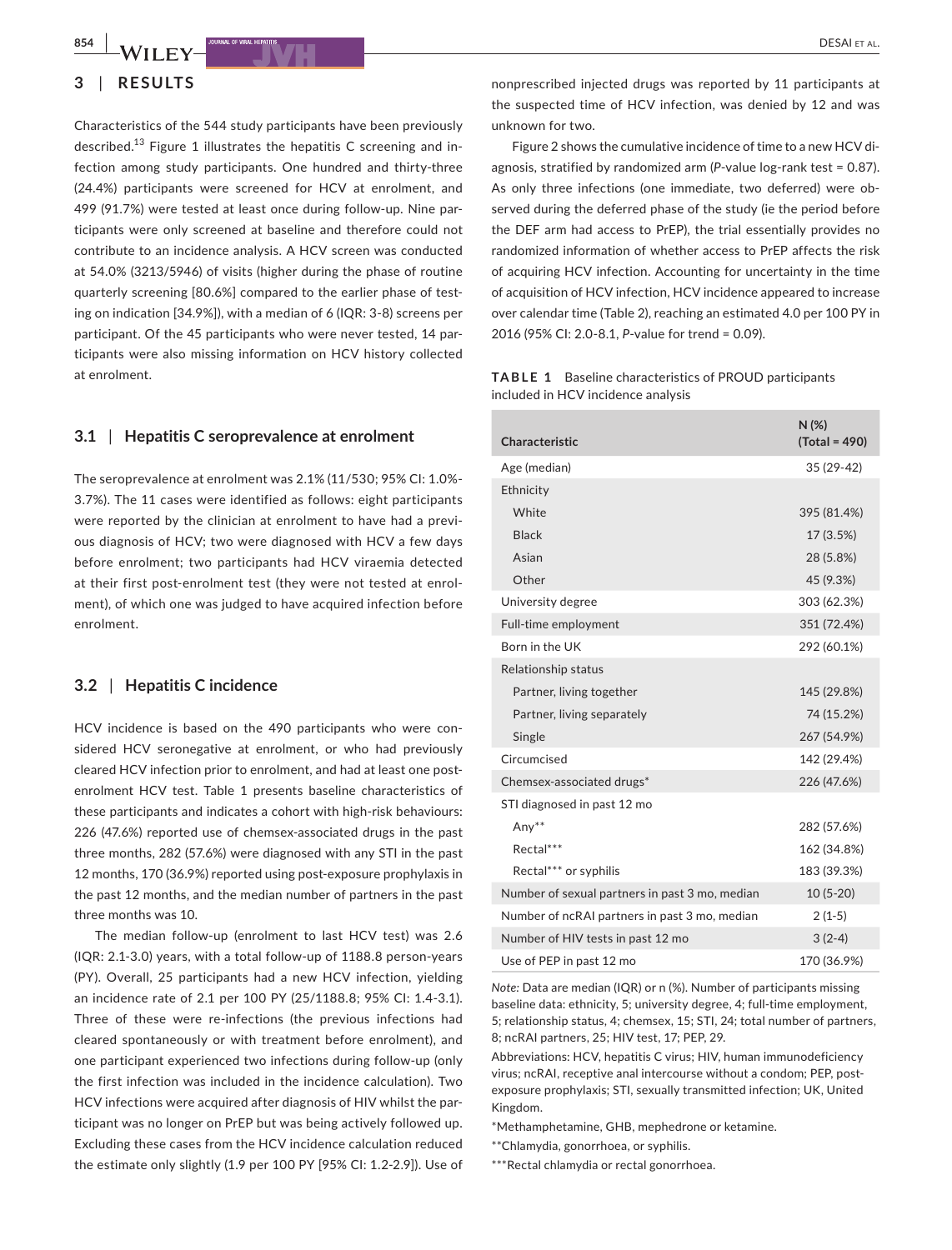## 3 | RESULTS

Characteristics of the 544 study participants have been previously described.[13] Figure 1 illustrates the hepatitis C screening and infection among study participants. One hundred and thirty-three (24.4%) participants were screened for HCV at enrolment, and 499 (91.7%) were tested at least once during follow-up. Nine participants were only screened at baseline and therefore could not contribute to an incidence analysis. A HCV screen was conducted at 54.0% (3213/5946) of visits (higher during the phase of routine quarterly screening [80.6%] compared to the earlier phase of testing on indication [34.9%]), with a median of 6 (IQR: 3-8) screens per participant. Of the 45 participants who were never tested, 14 participants were also missing information on HCV history collected at enrolment.

### 3.1 | Hepatitis C seroprevalence at enrolment

The seroprevalence at enrolment was 2.1% (11/530; 95% CI: 1.0%-3.7%). The 11 cases were identified as follows: eight participants were reported by the clinician at enrolment to have had a previous diagnosis of HCV; two were diagnosed with HCV a few days before enrolment; two participants had HCV viraemia detected at their first post-enrolment test (they were not tested at enrolment), of which one was judged to have acquired infection before enrolment.

### 3.2 | Hepatitis C incidence

HCV incidence is based on the 490 participants who were considered HCV seronegative at enrolment, or who had previously cleared HCV infection prior to enrolment, and had at least one post-enrolment HCV test. Table 1 presents baseline characteristics of these participants and indicates a cohort with high-risk behaviours: 226 (47.6%) reported use of chemsex-associated drugs in the past three months, 282 (57.6%) were diagnosed with any STI in the past 12 months, 170 (36.9%) reported using post-exposure prophylaxis in the past 12 months, and the median number of partners in the past three months was 10.

The median follow-up (enrolment to last HCV test) was 2.6 (IQR: 2.1-3.0) years, with a total follow-up of 1188.8 person-years (PY). Overall, 25 participants had a new HCV infection, yielding an incidence rate of 2.1 per 100 PY (25/1188.8; 95% CI: 1.4-3.1). Three of these were re-infections (the previous infections had cleared spontaneously or with treatment before enrolment), and one participant experienced two infections during follow-up (only the first infection was included in the incidence calculation). Two HCV infections were acquired after diagnosis of HIV whilst the participant was no longer on PrEP but was being actively followed up. Excluding these cases from the HCV incidence calculation reduced the estimate only slightly (1.9 per 100 PY [95% CI: 1.2-2.9]). Use of nonprescribed injected drugs was reported by 11 participants at the suspected time of HCV infection, was denied by 12 and was unknown for two.

Figure 2 shows the cumulative incidence of time to a new HCV diagnosis, stratified by randomized arm (*P*-value log-rank test = 0.87). As only three infections (one immediate, two deferred) were observed during the deferred phase of the study (ie the period before the DEF arm had access to PrEP), the trial essentially provides no randomized information of whether access to PrEP affects the risk of acquiring HCV infection. Accounting for uncertainty in the time of acquisition of HCV infection, HCV incidence appeared to increase over calendar time (Table 2), reaching an estimated 4.0 per 100 PY in 2016 (95% CI: 2.0-8.1, *P*-value for trend = 0.09).

**TABLE 1** Baseline characteristics of PROUD participants included in HCV incidence analysis

| Characteristic | N (%) (Total = 490) |
|---|---|
| Age (median) | 35 (29-42) |
| Ethnicity | |
| White | 395 (81.4%) |
| Black | 17 (3.5%) |
| Asian | 28 (5.8%) |
| Other | 45 (9.3%) |
| University degree | 303 (62.3%) |
| Full-time employment | 351 (72.4%) |
| Born in the UK | 292 (60.1%) |
| Relationship status | |
| Partner, living together | 145 (29.8%) |
| Partner, living separately | 74 (15.2%) |
| Single | 267 (54.9%) |
| Circumcised | 142 (29.4%) |
| Chemsex-associated drugs* | 226 (47.6%) |
| STI diagnosed in past 12 mo | |
| Any** | 282 (57.6%) |
| Rectal*** | 162 (34.8%) |
| Rectal*** or syphilis | 183 (39.3%) |
| Number of sexual partners in past 3 mo, median | 10 (5-20) |
| Number of ncRAI partners in past 3 mo, median | 2 (1-5) |
| Number of HIV tests in past 12 mo | 3 (2-4) |
| Use of PEP in past 12 mo | 170 (36.9%) |

*Note:* Data are median (IQR) or n (%). Number of participants missing baseline data: ethnicity, 5; university degree, 4; full-time employment, 5; relationship status, 4; chemsex, 15; STI, 24; total number of partners, 8; ncRAI partners, 25; HIV test, 17; PEP, 29.

Abbreviations: HCV, hepatitis C virus; HIV, human immunodeficiency virus; ncRAI, receptive anal intercourse without a condom; PEP, post-exposure prophylaxis; STI, sexually transmitted infection; UK, United Kingdom.

*Methamphetamine, GHB, mephedrone or ketamine.

**Chlamydia, gonorrhoea, or syphilis.

***Rectal chlamydia or rectal gonorrhoea.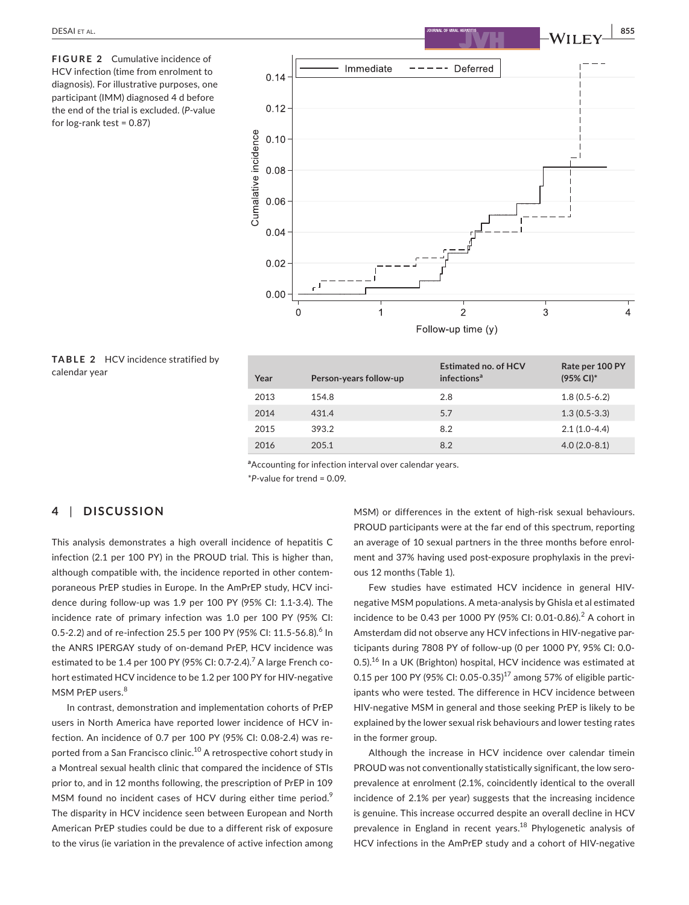**FIGURE 2** Cumulative incidence of HCV infection (time from enrolment to diagnosis). For illustrative purposes, one participant (IMM) diagnosed 4 d before the end of the trial is excluded. (*P*-value for log-rank test = 0.87)

**TABLE 2** HCV incidence stratified by calendar year

| Year | Person-years follow-up | Estimated no. of HCV infections[a] | Rate per 100 PY (95% CI)* |
|---|---|---|---|
| 2013 | 154.8 | 2.8 | 1.8 (0.5-6.2) |
| 2014 | 431.4 | 5.7 | 1.3 (0.5-3.3) |
| 2015 | 393.2 | 8.2 | 2.1 (1.0-4.4) |
| 2016 | 205.1 | 8.2 | 4.0 (2.0-8.1) |

[a]Accounting for infection interval over calendar years.

*P-value for trend = 0.09.

## 4 | DISCUSSION

This analysis demonstrates a high overall incidence of hepatitis C infection (2.1 per 100 PY) in the PROUD trial. This is higher than, although compatible with, the incidence reported in other contemporaneous PrEP studies in Europe. In the AmPrEP study, HCV incidence during follow-up was 1.9 per 100 PY (95% CI: 1.1-3.4). The incidence rate of primary infection was 1.0 per 100 PY (95% CI: 0.5-2.2) and of re-infection 25.5 per 100 PY (95% CI: 11.5-56.8).[6] In the ANRS IPERGAY study of on-demand PrEP, HCV incidence was estimated to be 1.4 per 100 PY (95% CI: 0.7-2.4).[7] A large French cohort estimated HCV incidence to be 1.2 per 100 PY for HIV-negative MSM PrEP users.[8]

In contrast, demonstration and implementation cohorts of PrEP users in North America have reported lower incidence of HCV infection. An incidence of 0.7 per 100 PY (95% CI: 0.08-2.4) was reported from a San Francisco clinic.[10] A retrospective cohort study in a Montreal sexual health clinic that compared the incidence of STIs prior to, and in 12 months following, the prescription of PrEP in 109 MSM found no incident cases of HCV during either time period.[9] The disparity in HCV incidence seen between European and North American PrEP studies could be due to a different risk of exposure to the virus (ie variation in the prevalence of active infection among MSM) or differences in the extent of high-risk sexual behaviours. PROUD participants were at the far end of this spectrum, reporting an average of 10 sexual partners in the three months before enrolment and 37% having used post-exposure prophylaxis in the previous 12 months (Table 1).

Few studies have estimated HCV incidence in general HIV-negative MSM populations. A meta-analysis by Ghisla et al estimated incidence to be 0.43 per 1000 PY (95% CI: 0.01-0.86).[2] A cohort in Amsterdam did not observe any HCV infections in HIV-negative participants during 7808 PY of follow-up (0 per 1000 PY, 95% CI: 0.0-0.5).[16] In a UK (Brighton) hospital, HCV incidence was estimated at 0.15 per 100 PY (95% CI: 0.05-0.35)[17] among 57% of eligible participants who were tested. The difference in HCV incidence between HIV-negative MSM in general and those seeking PrEP is likely to be explained by the lower sexual risk behaviours and lower testing rates in the former group.

Although the increase in HCV incidence over calendar timein PROUD was not conventionally statistically significant, the low seroprevalence at enrolment (2.1%, coincidently identical to the overall incidence of 2.1% per year) suggests that the increasing incidence is genuine. This increase occurred despite an overall decline in HCV prevalence in England in recent years.[18] Phylogenetic analysis of HCV infections in the AmPrEP study and a cohort of HIV-negative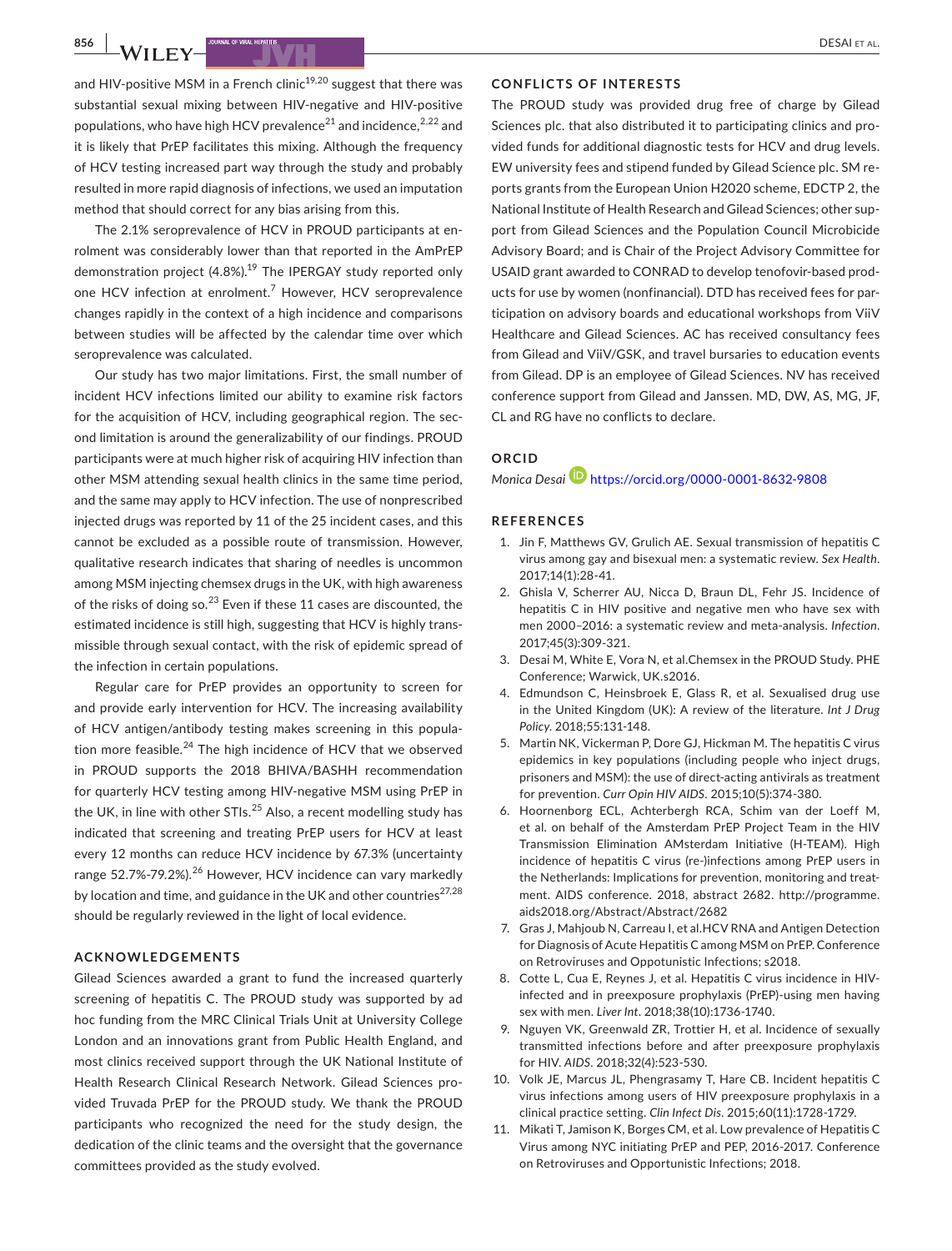and HIV-positive MSM in a French clinic[19,20] suggest that there was substantial sexual mixing between HIV-negative and HIV-positive populations, who have high HCV prevalence[21] and incidence,[2,22] and it is likely that PrEP facilitates this mixing. Although the frequency of HCV testing increased part way through the study and probably resulted in more rapid diagnosis of infections, we used an imputation method that should correct for any bias arising from this.

The 2.1% seroprevalence of HCV in PROUD participants at enrolment was considerably lower than that reported in the AmPrEP demonstration project (4.8%).[19] The IPERGAY study reported only one HCV infection at enrolment.[7] However, HCV seroprevalence changes rapidly in the context of a high incidence and comparisons between studies will be affected by the calendar time over which seroprevalence was calculated.

Our study has two major limitations. First, the small number of incident HCV infections limited our ability to examine risk factors for the acquisition of HCV, including geographical region. The second limitation is around the generalizability of our findings. PROUD participants were at much higher risk of acquiring HIV infection than other MSM attending sexual health clinics in the same time period, and the same may apply to HCV infection. The use of nonprescribed injected drugs was reported by 11 of the 25 incident cases, and this cannot be excluded as a possible route of transmission. However, qualitative research indicates that sharing of needles is uncommon among MSM injecting chemsex drugs in the UK, with high awareness of the risks of doing so.[23] Even if these 11 cases are discounted, the estimated incidence is still high, suggesting that HCV is highly transmissible through sexual contact, with the risk of epidemic spread of the infection in certain populations.

Regular care for PrEP provides an opportunity to screen for and provide early intervention for HCV. The increasing availability of HCV antigen/antibody testing makes screening in this population more feasible.[24] The high incidence of HCV that we observed in PROUD supports the 2018 BHIVA/BASHH recommendation for quarterly HCV testing among HIV-negative MSM using PrEP in the UK, in line with other STIs.[25] Also, a recent modelling study has indicated that screening and treating PrEP users for HCV at least every 12 months can reduce HCV incidence by 67.3% (uncertainty range 52.7%-79.2%).[26] However, HCV incidence can vary markedly by location and time, and guidance in the UK and other countries[27,28] should be regularly reviewed in the light of local evidence.

## ACKNOWLEDGEMENTS

Gilead Sciences awarded a grant to fund the increased quarterly screening of hepatitis C. The PROUD study was supported by ad hoc funding from the MRC Clinical Trials Unit at University College London and an innovations grant from Public Health England, and most clinics received support through the UK National Institute of Health Research Clinical Research Network. Gilead Sciences provided Truvada PrEP for the PROUD study. We thank the PROUD participants who recognized the need for the study design, the dedication of the clinic teams and the oversight that the governance committees provided as the study evolved.

## CONFLICTS OF INTERESTS

The PROUD study was provided drug free of charge by Gilead Sciences plc. that also distributed it to participating clinics and provided funds for additional diagnostic tests for HCV and drug levels. EW university fees and stipend funded by Gilead Science plc. SM reports grants from the European Union H2020 scheme, EDCTP 2, the National Institute of Health Research and Gilead Sciences; other support from Gilead Sciences and the Population Council Microbicide Advisory Board; and is Chair of the Project Advisory Committee for USAID grant awarded to CONRAD to develop tenofovir-based products for use by women (nonfinancial). DTD has received fees for participation on advisory boards and educational workshops from ViiV Healthcare and Gilead Sciences. AC has received consultancy fees from Gilead and ViiV/GSK, and travel bursaries to education events from Gilead. DP is an employee of Gilead Sciences. NV has received conference support from Gilead and Janssen. MD, DW, AS, MG, JF, CL and RG have no conflicts to declare.

## ORCID

*Monica Desai* https://orcid.org/0000-0001-8632-9808

## REFERENCES

1. Jin F, Matthews GV, Grulich AE. Sexual transmission of hepatitis C virus among gay and bisexual men: a systematic review. *Sex Health*. 2017;14(1):28-41.
2. Ghisla V, Scherrer AU, Nicca D, Braun DL, Fehr JS. Incidence of hepatitis C in HIV positive and negative men who have sex with men 2000–2016: a systematic review and meta-analysis. *Infection*. 2017;45(3):309-321.
3. Desai M, White E, Vora N, et al.Chemsex in the PROUD Study. PHE Conference; Warwick, UK.s2016.
4. Edmundson C, Heinsbroek E, Glass R, et al. Sexualised drug use in the United Kingdom (UK): A review of the literature. *Int J Drug Policy*. 2018;55:131-148.
5. Martin NK, Vickerman P, Dore GJ, Hickman M. The hepatitis C virus epidemics in key populations (including people who inject drugs, prisoners and MSM): the use of direct-acting antivirals as treatment for prevention. *Curr Opin HIV AIDS*. 2015;10(5):374-380.
6. Hoornenborg ECL, Achterbergh RCA, Schim van der Loeff M, et al. on behalf of the Amsterdam PrEP Project Team in the HIV Transmission Elimination AMsterdam Initiative (H-TEAM). High incidence of hepatitis C virus (re-)infections among PrEP users in the Netherlands: Implications for prevention, monitoring and treatment. AIDS conference. 2018, abstract 2682. http://programme.aids2018.org/Abstract/Abstract/2682
7. Gras J, Mahjoub N, Carreau I, et al.HCV RNA and Antigen Detection for Diagnosis of Acute Hepatitis C among MSM on PrEP. Conference on Retroviruses and Oppotunistic Infections; s2018.
8. Cotte L, Cua E, Reynes J, et al. Hepatitis C virus incidence in HIV-infected and in preexposure prophylaxis (PrEP)-using men having sex with men. *Liver Int*. 2018;38(10):1736-1740.
9. Nguyen VK, Greenwald ZR, Trottier H, et al. Incidence of sexually transmitted infections before and after preexposure prophylaxis for HIV. *AIDS*. 2018;32(4):523-530.
10. Volk JE, Marcus JL, Phengrasamy T, Hare CB. Incident hepatitis C virus infections among users of HIV preexposure prophylaxis in a clinical practice setting. *Clin Infect Dis*. 2015;60(11):1728-1729.
11. Mikati T, Jamison K, Borges CM, et al. Low prevalence of Hepatitis C Virus among NYC initiating PrEP and PEP, 2016-2017. Conference on Retroviruses and Opportunistic Infections; 2018.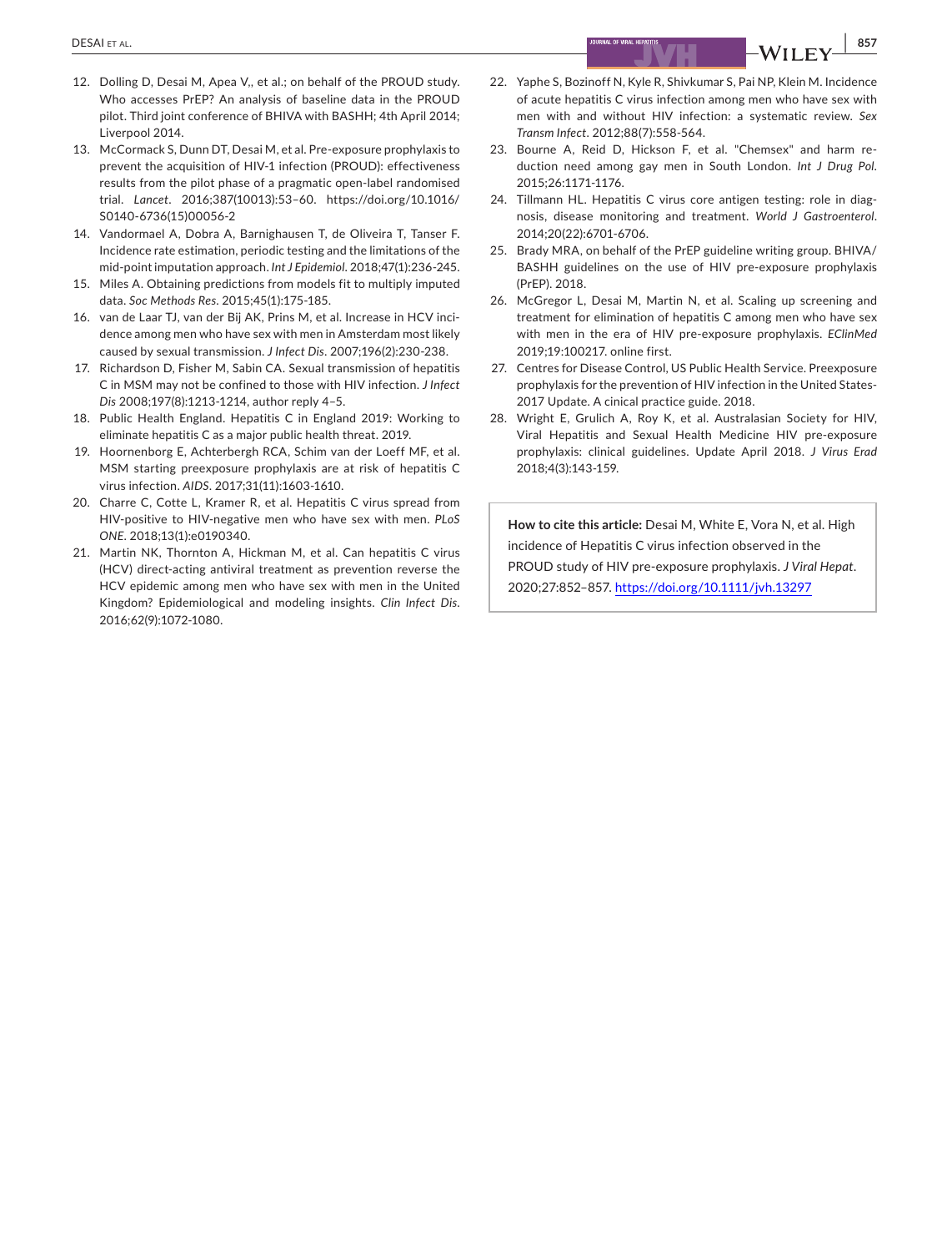12. Dolling D, Desai M, Apea V,, et al.; on behalf of the PROUD study. Who accesses PrEP? An analysis of baseline data in the PROUD pilot. Third joint conference of BHIVA with BASHH; 4th April 2014; Liverpool 2014.
13. McCormack S, Dunn DT, Desai M, et al. Pre-exposure prophylaxis to prevent the acquisition of HIV-1 infection (PROUD): effectiveness results from the pilot phase of a pragmatic open-label randomised trial. *Lancet*. 2016;387(10013):53–60. https://doi.org/10.1016/S0140-6736(15)00056-2
14. Vandormael A, Dobra A, Barnighausen T, de Oliveira T, Tanser F. Incidence rate estimation, periodic testing and the limitations of the mid-point imputation approach. *Int J Epidemiol*. 2018;47(1):236-245.
15. Miles A. Obtaining predictions from models fit to multiply imputed data. *Soc Methods Res*. 2015;45(1):175-185.
16. van de Laar TJ, van der Bij AK, Prins M, et al. Increase in HCV incidence among men who have sex with men in Amsterdam most likely caused by sexual transmission. *J Infect Dis*. 2007;196(2):230-238.
17. Richardson D, Fisher M, Sabin CA. Sexual transmission of hepatitis C in MSM may not be confined to those with HIV infection. *J Infect Dis* 2008;197(8):1213-1214, author reply 4–5.
18. Public Health England. Hepatitis C in England 2019: Working to eliminate hepatitis C as a major public health threat. 2019.
19. Hoornenborg E, Achterbergh RCA, Schim van der Loeff MF, et al. MSM starting preexposure prophylaxis are at risk of hepatitis C virus infection. *AIDS*. 2017;31(11):1603-1610.
20. Charre C, Cotte L, Kramer R, et al. Hepatitis C virus spread from HIV-positive to HIV-negative men who have sex with men. *PLoS ONE*. 2018;13(1):e0190340.
21. Martin NK, Thornton A, Hickman M, et al. Can hepatitis C virus (HCV) direct-acting antiviral treatment as prevention reverse the HCV epidemic among men who have sex with men in the United Kingdom? Epidemiological and modeling insights. *Clin Infect Dis*. 2016;62(9):1072-1080.
22. Yaphe S, Bozinoff N, Kyle R, Shivkumar S, Pai NP, Klein M. Incidence of acute hepatitis C virus infection among men who have sex with men with and without HIV infection: a systematic review. *Sex Transm Infect*. 2012;88(7):558-564.
23. Bourne A, Reid D, Hickson F, et al. "Chemsex" and harm reduction need among gay men in South London. *Int J Drug Pol*. 2015;26:1171-1176.
24. Tillmann HL. Hepatitis C virus core antigen testing: role in diagnosis, disease monitoring and treatment. *World J Gastroenterol*. 2014;20(22):6701-6706.
25. Brady MRA, on behalf of the PrEP guideline writing group. BHIVA/BASHH guidelines on the use of HIV pre-exposure prophylaxis (PrEP). 2018.
26. McGregor L, Desai M, Martin N, et al. Scaling up screening and treatment for elimination of hepatitis C among men who have sex with men in the era of HIV pre-exposure prophylaxis. *EClinMed* 2019;19:100217. online first.
27. Centres for Disease Control, US Public Health Service. Preexposure prophylaxis for the prevention of HIV infection in the United States-2017 Update. A cinical practice guide. 2018.
28. Wright E, Grulich A, Roy K, et al. Australasian Society for HIV, Viral Hepatitis and Sexual Health Medicine HIV pre-exposure prophylaxis: clinical guidelines. Update April 2018. *J Virus Erad* 2018;4(3):143-159.

**How to cite this article:** Desai M, White E, Vora N, et al. High incidence of Hepatitis C virus infection observed in the PROUD study of HIV pre-exposure prophylaxis. *J Viral Hepat*. 2020;27:852–857. https://doi.org/10.1111/jvh.13297